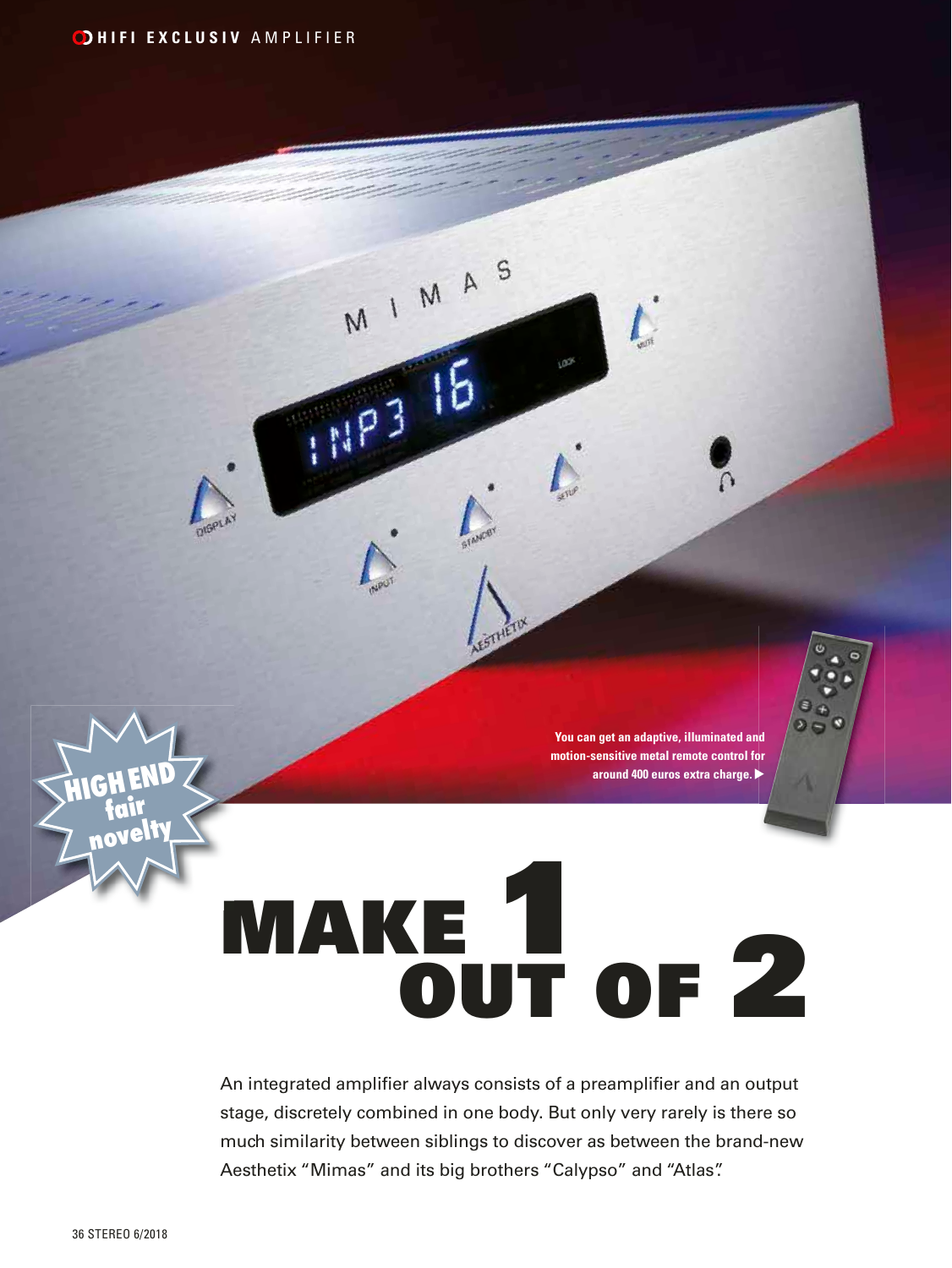HIGH END fair novelty

You can get an adaptive, illuminated and motion-sensitive metal remote control for around 400 euros extra charge. ▶

# MAKE 1 OUT OF 2

An integrated amplifier always consists of a preamplifier and an output stage, discretely combined in one body. But only very rarely is there so much similarity between siblings to discover as between the brand-new Aesthetix "Mimas" and its big brothers "Calypso" and "Atlas".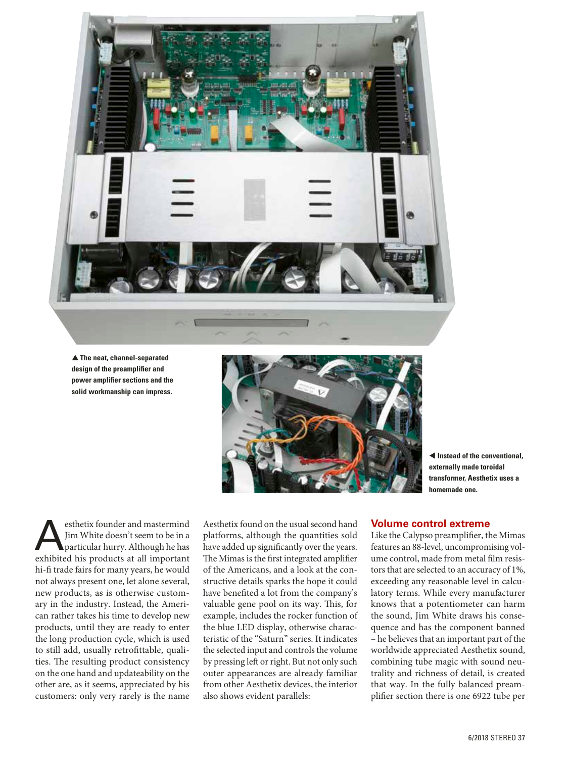▲ **The neat, channel-separated design of the preamplifier and power amplifier sections and the solid workmanship can impress.**

◀ **Instead of the conventional, externally made toroidal transformer, Aesthetix uses a homemade one.**

Aesthetix founder and mastermind Jim White doesn't seem to be in a particular hurry. Although he has exhibited his products at all important hi-fi trade fairs for many years, he would not always present one, let alone several, new products, as is otherwise customary in the industry. Instead, the American rather takes his time to develop new products, until they are ready to enter the long production cycle, which is used to still add, usually retrofittable, qualities. The resulting product consistency on the one hand and updateability on the other are, as it seems, appreciated by his customers: only very rarely is the name Aesthetix found on the usual second hand platforms, although the quantities sold have added up significantly over the years. The Mimas is the first integrated amplifier of the Americans, and a look at the constructive details sparks the hope it could have benefited a lot from the company's valuable gene pool on its way. This, for example, includes the rocker function of the blue LED display, otherwise characteristic of the "Saturn" series. It indicates the selected input and controls the volume by pressing left or right. But not only such outer appearances are already familiar from other Aesthetix devices, the interior also shows evident parallels:

## Volume control extreme

Like the Calypso preamplifier, the Mimas features an 88-level, uncompromising volume control, made from metal film resistors that are selected to an accuracy of 1%, exceeding any reasonable level in calculatory terms. While every manufacturer knows that a potentiometer can harm the sound, Jim White draws his consequence and has the component banned – he believes that an important part of the worldwide appreciated Aesthetix sound, combining tube magic with sound neutrality and richness of detail, is created that way. In the fully balanced preamplifier section there is one 6922 tube per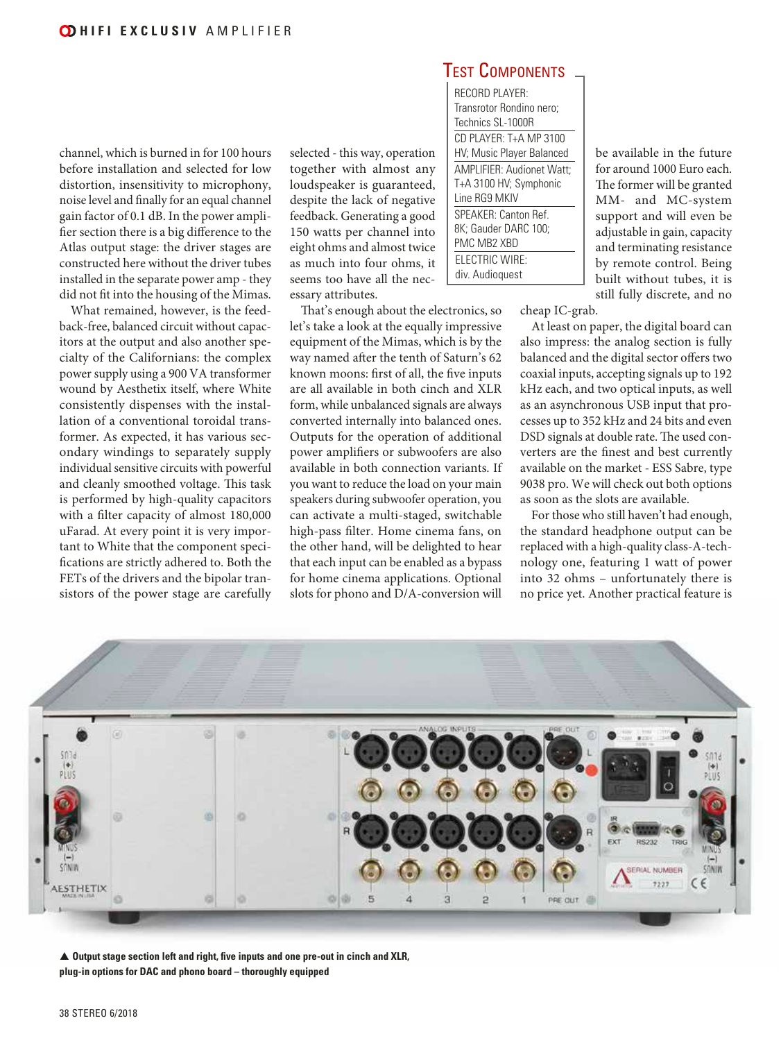channel, which is burned in for 100 hours before installation and selected for low distortion, insensitivity to microphony, noise level and finally for an equal channel gain factor of 0.1 dB. In the power amplifier section there is a big difference to the Atlas output stage: the driver stages are constructed here without the driver tubes installed in the separate power amp - they did not fit into the housing of the Mimas.

What remained, however, is the feedback-free, balanced circuit without capacitors at the output and also another specialty of the Californians: the complex power supply using a 900 VA transformer wound by Aesthetix itself, where White consistently dispenses with the installation of a conventional toroidal transformer. As expected, it has various secondary windings to separately supply individual sensitive circuits with powerful and cleanly smoothed voltage. This task is performed by high-quality capacitors with a filter capacity of almost 180,000 uFarad. At every point it is very important to White that the component specifications are strictly adhered to. Both the FETs of the drivers and the bipolar transistors of the power stage are carefully selected - this way, operation together with almost any loudspeaker is guaranteed, despite the lack of negative feedback. Generating a good 150 watts per channel into eight ohms and almost twice as much into four ohms, it seems too have all the necessary attributes.

That's enough about the electronics, so let's take a look at the equally impressive equipment of the Mimas, which is by the way named after the tenth of Saturn's 62 known moons: first of all, the five inputs are all available in both cinch and XLR form, while unbalanced signals are always converted internally into balanced ones. Outputs for the operation of additional power amplifiers or subwoofers are also available in both connection variants. If you want to reduce the load on your main speakers during subwoofer operation, you can activate a multi-staged, switchable high-pass filter. Home cinema fans, on the other hand, will be delighted to hear that each input can be enabled as a bypass for home cinema applications. Optional slots for phono and D/A-conversion will be available in the future for around 1000 Euro each. The former will be granted MM- and MC-system support and will even be adjustable in gain, capacity and terminating resistance by remote control. Being built without tubes, it is still fully discrete, and no cheap IC-grab.

At least on paper, the digital board can also impress: the analog section is fully balanced and the digital sector offers two coaxial inputs, accepting signals up to 192 kHz each, and two optical inputs, as well as an asynchronous USB input that processes up to 352 kHz and 24 bits and even DSD signals at double rate. The used converters are the finest and best currently available on the market - ESS Sabre, type 9038 pro. We will check out both options as soon as the slots are available.

For those who still haven't had enough, the standard headphone output can be replaced with a high-quality class-A-technology one, featuring 1 watt of power into 32 ohms – unfortunately there is no price yet. Another practical feature is

## Test Components

| |
|---|
| RECORD PLAYER: Transrotor Rondino nero; Technics SL-1000R |
| CD PLAYER: T+A MP 3100 HV; Music Player Balanced |
| AMPLIFIER: Audionet Watt; T+A 3100 HV; Symphonic Line RG9 MKIV |
| SPEAKER: Canton Ref. 8K; Gauder DARC 100; PMC MB2 XBD |
| ELECTRIC WIRE: div. Audioquest |

▲ **Output stage section left and right, five inputs and one pre-out in cinch and XLR, plug-in options for DAC and phono board – thoroughly equipped**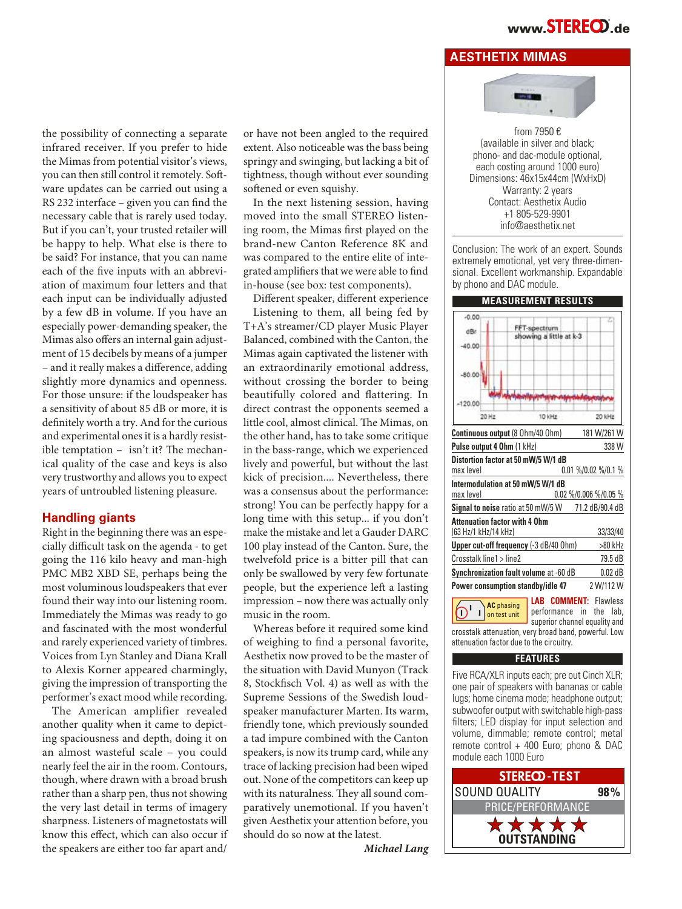the possibility of connecting a separate infrared receiver. If you prefer to hide the Mimas from potential visitor's views, you can then still control it remotely. Software updates can be carried out using a RS 232 interface – given you can find the necessary cable that is rarely used today. But if you can't, your trusted retailer will be happy to help. What else is there to be said? For instance, that you can name each of the five inputs with an abbreviation of maximum four letters and that each input can be individually adjusted by a few dB in volume. If you have an especially power-demanding speaker, the Mimas also offers an internal gain adjustment of 15 decibels by means of a jumper – and it really makes a difference, adding slightly more dynamics and openness. For those unsure: if the loudspeaker has a sensitivity of about 85 dB or more, it is definitely worth a try. And for the curious and experimental ones it is a hardly resistible temptation – isn't it? The mechanical quality of the case and keys is also very trustworthy and allows you to expect years of untroubled listening pleasure.

## Handling giants

Right in the beginning there was an especially difficult task on the agenda - to get going the 116 kilo heavy and man-high PMC MB2 XBD SE, perhaps being the most voluminous loudspeakers that ever found their way into our listening room. Immediately the Mimas was ready to go and fascinated with the most wonderful and rarely experienced variety of timbres. Voices from Lyn Stanley and Diana Krall to Alexis Korner appeared charmingly, giving the impression of transporting the performer's exact mood while recording.

The American amplifier revealed another quality when it came to depicting spaciousness and depth, doing it on an almost wasteful scale – you could nearly feel the air in the room. Contours, though, where drawn with a broad brush rather than a sharp pen, thus not showing the very last detail in terms of imagery sharpness. Listeners of magnetostats will know this effect, which can also occur if the speakers are either too far apart and/or have not been angled to the required extent. Also noticeable was the bass being springy and swinging, but lacking a bit of tightness, though without ever sounding softened or even squishy.

In the next listening session, having moved into the small STEREO listening room, the Mimas first played on the brand-new Canton Reference 8K and was compared to the entire elite of integrated amplifiers that we were able to find in-house (see box: test components).

Different speaker, different experience

Listening to them, all being fed by T+A's streamer/CD player Music Player Balanced, combined with the Canton, the Mimas again captivated the listener with an extraordinarily emotional address, without crossing the border to being beautifully colored and flattering. In direct contrast the opponents seemed a little cool, almost clinical. The Mimas, on the other hand, has to take some critique in the bass-range, which we experienced lively and powerful, but without the last kick of precision.... Nevertheless, there was a consensus about the performance: strong! You can be perfectly happy for a long time with this setup... if you don't make the mistake and let a Gauder DARC 100 play instead of the Canton. Sure, the twelvefold price is a bitter pill that can only be swallowed by very few fortunate people, but the experience left a lasting impression – now there was actually only music in the room.

Whereas before it required some kind of weighing to find a personal favorite, Aesthetix now proved to be the master of the situation with David Munyon (Track 8, Stockfisch Vol. 4) as well as with the Supreme Sessions of the Swedish loudspeaker manufacturer Marten. Its warm, friendly tone, which previously sounded a tad impure combined with the Canton speakers, is now its trump card, while any trace of lacking precision had been wiped out. None of the competitors can keep up with its naturalness. They all sound comparatively unemotional. If you haven't given Aesthetix your attention before, you should do so now at the latest.

*Michael Lang*

## AESTHETIX MIMAS

from 7950 €
(available in silver and black; phono- and dac-module optional, each costing around 1000 euro)
Dimensions: 46x15x44cm (WxHxD)
Warranty: 2 years
Contact: Aesthetix Audio
+1 805-529-9901
info@aesthetix.net

Conclusion: The work of an expert. Sounds extremely emotional, yet very three-dimensional. Excellent workmanship. Expandable by phono and DAC module.

### MEASUREMENT RESULTS

FFT-spectrum showing a little at k-3

-0.00 dBr
-40.00
-80.00
-120.00
20 Hz
10 kHz
20 kHz

| | |
|---|---|
| **Continuous output** (8 Ohm/40 Ohm) | 181 W/261 W |
| **Pulse output 4 Ohm** (1 kHz) | 338 W |
| **Distortion factor at 50 mW/5 W/1 dB** max level | 0.01 %/0.02 %/0.1 % |
| **Intermodulation at 50 mW/5 W/1 dB** max level | 0.02 %/0.006 %/0.05 % |
| **Signal to noise** ratio at 50 mW/5 W | 71.2 dB/90.4 dB |
| **Attenuation factor with 4 Ohm** (63 Hz/1 kHz/14 kHz) | 33/33/40 |
| **Upper cut-off frequency** (-3 dB/40 Ohm) | >80 kHz |
| Crosstalk line1 > line2 | 79.5 dB |
| **Synchronization fault volume** at -60 dB | 0.02 dB |
| **Power consumption standby/idle 47** | 2 W/112 W |

**AC** phasing on test unit

**LAB COMMENT:** Flawless performance in the lab, superior channel equality and crosstalk attenuation, very broad band, powerful. Low attenuation factor due to the circuitry.

### FEATURES

Five RCA/XLR inputs each; pre out Cinch XLR; one pair of speakers with bananas or cable lugs; home cinema mode; headphone output; subwoofer output with switchable high-pass filters; LED display for input selection and volume, dimmable; remote control; metal remote control + 400 Euro; phono & DAC module each 1000 Euro

### STEREO-TEST

SOUND QUALITY **98%**

PRICE/PERFORMANCE

★★★★★

**OUTSTANDING**